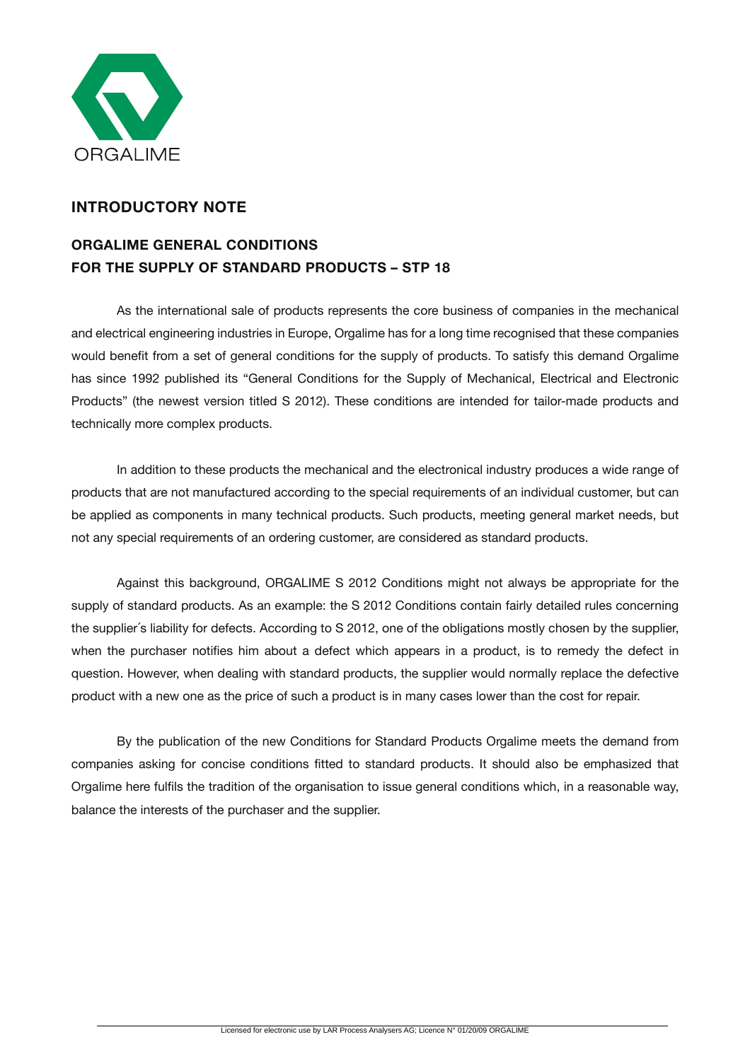ORGALIME

## INTRODUCTORY NOTE

## ORGALIME GENERAL CONDITIONS FOR THE SUPPLY OF STANDARD PRODUCTS – STP 18

As the international sale of products represents the core business of companies in the mechanical and electrical engineering industries in Europe, Orgalime has for a long time recognised that these companies would benefit from a set of general conditions for the supply of products. To satisfy this demand Orgalime has since 1992 published its "General Conditions for the Supply of Mechanical, Electrical and Electronic Products" (the newest version titled S 2012). These conditions are intended for tailor-made products and technically more complex products.

In addition to these products the mechanical and the electronical industry produces a wide range of products that are not manufactured according to the special requirements of an individual customer, but can be applied as components in many technical products. Such products, meeting general market needs, but not any special requirements of an ordering customer, are considered as standard products.

Against this background, ORGALIME S 2012 Conditions might not always be appropriate for the supply of standard products. As an example: the S 2012 Conditions contain fairly detailed rules concerning the supplier´s liability for defects. According to S 2012, one of the obligations mostly chosen by the supplier, when the purchaser notifies him about a defect which appears in a product, is to remedy the defect in question. However, when dealing with standard products, the supplier would normally replace the defective product with a new one as the price of such a product is in many cases lower than the cost for repair.

By the publication of the new Conditions for Standard Products Orgalime meets the demand from companies asking for concise conditions fitted to standard products. It should also be emphasized that Orgalime here fulfils the tradition of the organisation to issue general conditions which, in a reasonable way, balance the interests of the purchaser and the supplier.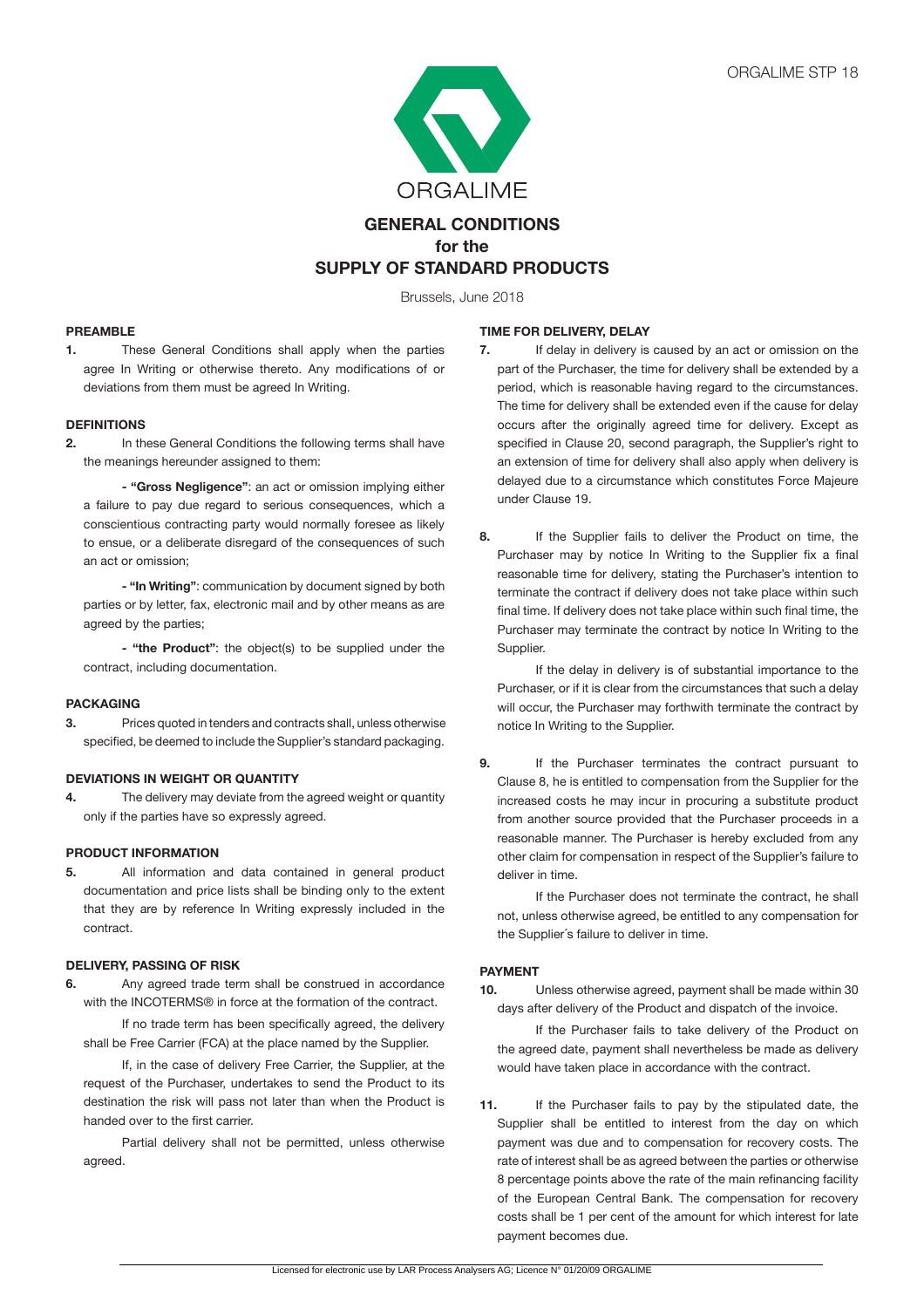# GENERAL CONDITIONS
## for the
## SUPPLY OF STANDARD PRODUCTS

Brussels, June 2018

### PREAMBLE

**1.** These General Conditions shall apply when the parties agree In Writing or otherwise thereto. Any modifications of or deviations from them must be agreed In Writing.

### DEFINITIONS

**2.** In these General Conditions the following terms shall have the meanings hereunder assigned to them:

**- "Gross Negligence"**: an act or omission implying either a failure to pay due regard to serious consequences, which a conscientious contracting party would normally foresee as likely to ensue, or a deliberate disregard of the consequences of such an act or omission;

**- "In Writing"**: communication by document signed by both parties or by letter, fax, electronic mail and by other means as are agreed by the parties;

**- "the Product"**: the object(s) to be supplied under the contract, including documentation.

### PACKAGING

**3.** Prices quoted in tenders and contracts shall, unless otherwise specified, be deemed to include the Supplier's standard packaging.

### DEVIATIONS IN WEIGHT OR QUANTITY

**4.** The delivery may deviate from the agreed weight or quantity only if the parties have so expressly agreed.

### PRODUCT INFORMATION

**5.** All information and data contained in general product documentation and price lists shall be binding only to the extent that they are by reference In Writing expressly included in the contract.

### DELIVERY, PASSING OF RISK

**6.** Any agreed trade term shall be construed in accordance with the INCOTERMS® in force at the formation of the contract.

If no trade term has been specifically agreed, the delivery shall be Free Carrier (FCA) at the place named by the Supplier.

If, in the case of delivery Free Carrier, the Supplier, at the request of the Purchaser, undertakes to send the Product to its destination the risk will pass not later than when the Product is handed over to the first carrier.

Partial delivery shall not be permitted, unless otherwise agreed.

### TIME FOR DELIVERY, DELAY

**7.** If delay in delivery is caused by an act or omission on the part of the Purchaser, the time for delivery shall be extended by a period, which is reasonable having regard to the circumstances. The time for delivery shall be extended even if the cause for delay occurs after the originally agreed time for delivery. Except as specified in Clause 20, second paragraph, the Supplier's right to an extension of time for delivery shall also apply when delivery is delayed due to a circumstance which constitutes Force Majeure under Clause 19.

**8.** If the Supplier fails to deliver the Product on time, the Purchaser may by notice In Writing to the Supplier fix a final reasonable time for delivery, stating the Purchaser's intention to terminate the contract if delivery does not take place within such final time. If delivery does not take place within such final time, the Purchaser may terminate the contract by notice In Writing to the Supplier.

If the delay in delivery is of substantial importance to the Purchaser, or if it is clear from the circumstances that such a delay will occur, the Purchaser may forthwith terminate the contract by notice In Writing to the Supplier.

**9.** If the Purchaser terminates the contract pursuant to Clause 8, he is entitled to compensation from the Supplier for the increased costs he may incur in procuring a substitute product from another source provided that the Purchaser proceeds in a reasonable manner. The Purchaser is hereby excluded from any other claim for compensation in respect of the Supplier's failure to deliver in time.

If the Purchaser does not terminate the contract, he shall not, unless otherwise agreed, be entitled to any compensation for the Supplier´s failure to deliver in time.

### PAYMENT

**10.** Unless otherwise agreed, payment shall be made within 30 days after delivery of the Product and dispatch of the invoice.

If the Purchaser fails to take delivery of the Product on the agreed date, payment shall nevertheless be made as delivery would have taken place in accordance with the contract.

**11.** If the Purchaser fails to pay by the stipulated date, the Supplier shall be entitled to interest from the day on which payment was due and to compensation for recovery costs. The rate of interest shall be as agreed between the parties or otherwise 8 percentage points above the rate of the main refinancing facility of the European Central Bank. The compensation for recovery costs shall be 1 per cent of the amount for which interest for late payment becomes due.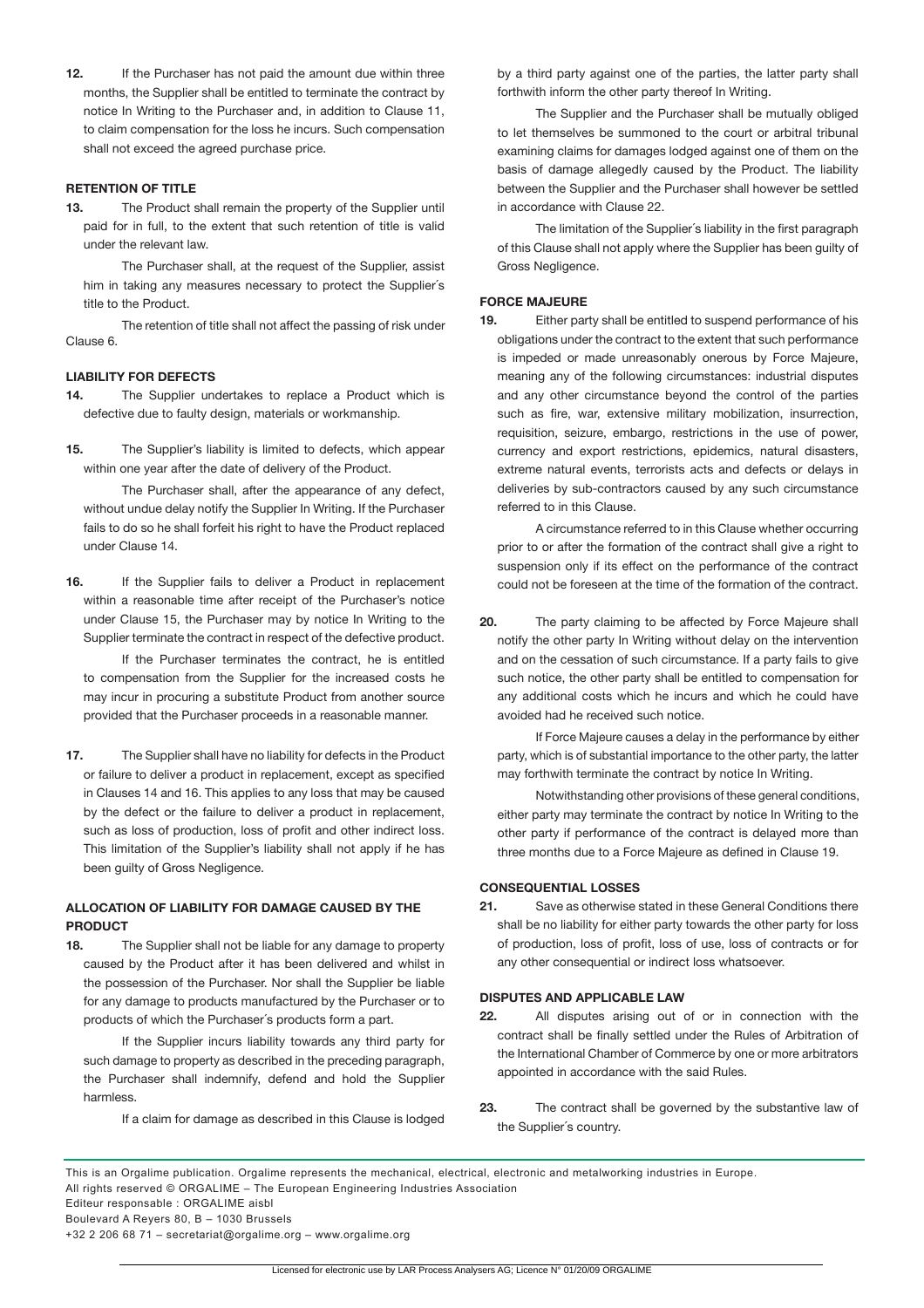**12.** If the Purchaser has not paid the amount due within three months, the Supplier shall be entitled to terminate the contract by notice In Writing to the Purchaser and, in addition to Clause 11, to claim compensation for the loss he incurs. Such compensation shall not exceed the agreed purchase price.

## RETENTION OF TITLE

**13.** The Product shall remain the property of the Supplier until paid for in full, to the extent that such retention of title is valid under the relevant law.

The Purchaser shall, at the request of the Supplier, assist him in taking any measures necessary to protect the Supplier´s title to the Product.

The retention of title shall not affect the passing of risk under Clause 6.

## LIABILITY FOR DEFECTS

**14.** The Supplier undertakes to replace a Product which is defective due to faulty design, materials or workmanship.

**15.** The Supplier's liability is limited to defects, which appear within one year after the date of delivery of the Product.

The Purchaser shall, after the appearance of any defect, without undue delay notify the Supplier In Writing. If the Purchaser fails to do so he shall forfeit his right to have the Product replaced under Clause 14.

**16.** If the Supplier fails to deliver a Product in replacement within a reasonable time after receipt of the Purchaser's notice under Clause 15, the Purchaser may by notice In Writing to the Supplier terminate the contract in respect of the defective product.

If the Purchaser terminates the contract, he is entitled to compensation from the Supplier for the increased costs he may incur in procuring a substitute Product from another source provided that the Purchaser proceeds in a reasonable manner.

**17.** The Supplier shall have no liability for defects in the Product or failure to deliver a product in replacement, except as specified in Clauses 14 and 16. This applies to any loss that may be caused by the defect or the failure to deliver a product in replacement, such as loss of production, loss of profit and other indirect loss. This limitation of the Supplier's liability shall not apply if he has been guilty of Gross Negligence.

## ALLOCATION OF LIABILITY FOR DAMAGE CAUSED BY THE PRODUCT

**18.** The Supplier shall not be liable for any damage to property caused by the Product after it has been delivered and whilst in the possession of the Purchaser. Nor shall the Supplier be liable for any damage to products manufactured by the Purchaser or to products of which the Purchaser´s products form a part.

If the Supplier incurs liability towards any third party for such damage to property as described in the preceding paragraph, the Purchaser shall indemnify, defend and hold the Supplier harmless.

If a claim for damage as described in this Clause is lodged by a third party against one of the parties, the latter party shall forthwith inform the other party thereof In Writing.

The Supplier and the Purchaser shall be mutually obliged to let themselves be summoned to the court or arbitral tribunal examining claims for damages lodged against one of them on the basis of damage allegedly caused by the Product. The liability between the Supplier and the Purchaser shall however be settled in accordance with Clause 22.

The limitation of the Supplier´s liability in the first paragraph of this Clause shall not apply where the Supplier has been guilty of Gross Negligence.

## FORCE MAJEURE

**19.** Either party shall be entitled to suspend performance of his obligations under the contract to the extent that such performance is impeded or made unreasonably onerous by Force Majeure, meaning any of the following circumstances: industrial disputes and any other circumstance beyond the control of the parties such as fire, war, extensive military mobilization, insurrection, requisition, seizure, embargo, restrictions in the use of power, currency and export restrictions, epidemics, natural disasters, extreme natural events, terrorists acts and defects or delays in deliveries by sub-contractors caused by any such circumstance referred to in this Clause.

A circumstance referred to in this Clause whether occurring prior to or after the formation of the contract shall give a right to suspension only if its effect on the performance of the contract could not be foreseen at the time of the formation of the contract.

**20.** The party claiming to be affected by Force Majeure shall notify the other party In Writing without delay on the intervention and on the cessation of such circumstance. If a party fails to give such notice, the other party shall be entitled to compensation for any additional costs which he incurs and which he could have avoided had he received such notice.

If Force Majeure causes a delay in the performance by either party, which is of substantial importance to the other party, the latter may forthwith terminate the contract by notice In Writing.

Notwithstanding other provisions of these general conditions, either party may terminate the contract by notice In Writing to the other party if performance of the contract is delayed more than three months due to a Force Majeure as defined in Clause 19.

## CONSEQUENTIAL LOSSES

**21.** Save as otherwise stated in these General Conditions there shall be no liability for either party towards the other party for loss of production, loss of profit, loss of use, loss of contracts or for any other consequential or indirect loss whatsoever.

## DISPUTES AND APPLICABLE LAW

**22.** All disputes arising out of or in connection with the contract shall be finally settled under the Rules of Arbitration of the International Chamber of Commerce by one or more arbitrators appointed in accordance with the said Rules.

**23.** The contract shall be governed by the substantive law of the Supplier´s country.

This is an Orgalime publication. Orgalime represents the mechanical, electrical, electronic and metalworking industries in Europe.
All rights reserved © ORGALIME – The European Engineering Industries Association
Editeur responsable : ORGALIME aisbl
Boulevard A Reyers 80, B – 1030 Brussels
+32 2 206 68 71 – secretariat@orgalime.org – www.orgalime.org

Licensed for electronic use by LAR Process Analysers AG; Licence N° 01/20/09 ORGALIME